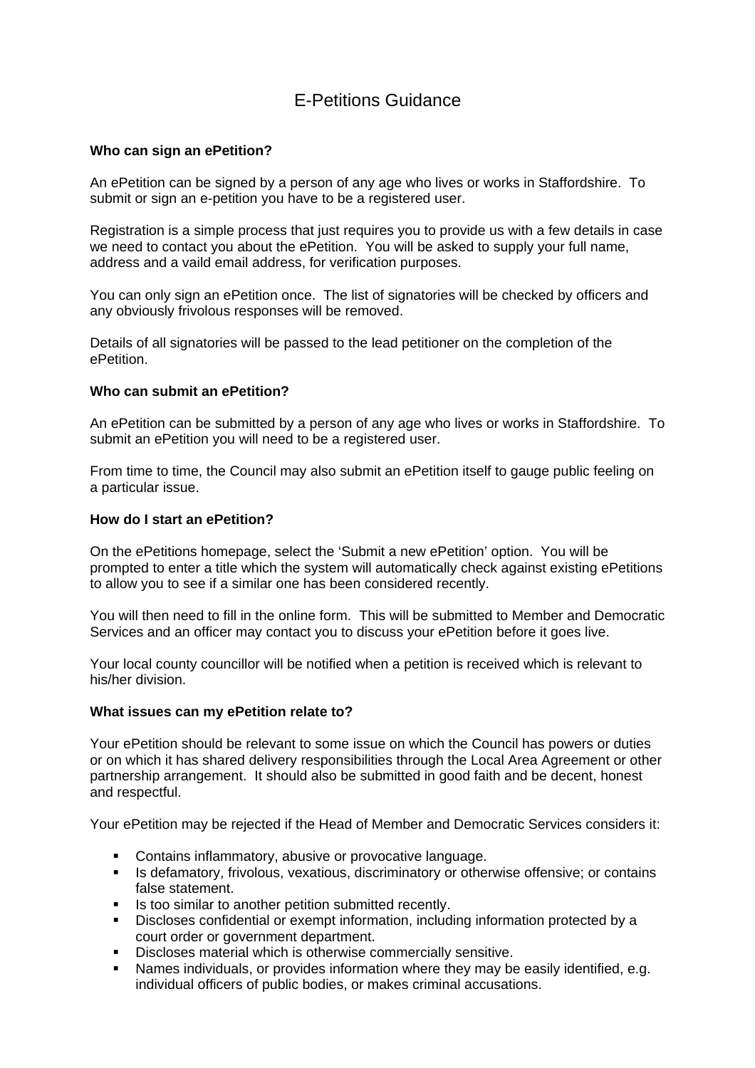# E-Petitions Guidance

**Who can sign an ePetition?**

An ePetition can be signed by a person of any age who lives or works in Staffordshire. To submit or sign an e-petition you have to be a registered user.

Registration is a simple process that just requires you to provide us with a few details in case we need to contact you about the ePetition. You will be asked to supply your full name, address and a vaild email address, for verification purposes.

You can only sign an ePetition once. The list of signatories will be checked by officers and any obviously frivolous responses will be removed.

Details of all signatories will be passed to the lead petitioner on the completion of the ePetition.

**Who can submit an ePetition?**

An ePetition can be submitted by a person of any age who lives or works in Staffordshire. To submit an ePetition you will need to be a registered user.

From time to time, the Council may also submit an ePetition itself to gauge public feeling on a particular issue.

**How do I start an ePetition?**

On the ePetitions homepage, select the 'Submit a new ePetition' option. You will be prompted to enter a title which the system will automatically check against existing ePetitions to allow you to see if a similar one has been considered recently.

You will then need to fill in the online form. This will be submitted to Member and Democratic Services and an officer may contact you to discuss your ePetition before it goes live.

Your local county councillor will be notified when a petition is received which is relevant to his/her division.

**What issues can my ePetition relate to?**

Your ePetition should be relevant to some issue on which the Council has powers or duties or on which it has shared delivery responsibilities through the Local Area Agreement or other partnership arrangement. It should also be submitted in good faith and be decent, honest and respectful.

Your ePetition may be rejected if the Head of Member and Democratic Services considers it:

- Contains inflammatory, abusive or provocative language.
- Is defamatory, frivolous, vexatious, discriminatory or otherwise offensive; or contains false statement.
- Is too similar to another petition submitted recently.
- Discloses confidential or exempt information, including information protected by a court order or government department.
- Discloses material which is otherwise commercially sensitive.
- Names individuals, or provides information where they may be easily identified, e.g. individual officers of public bodies, or makes criminal accusations.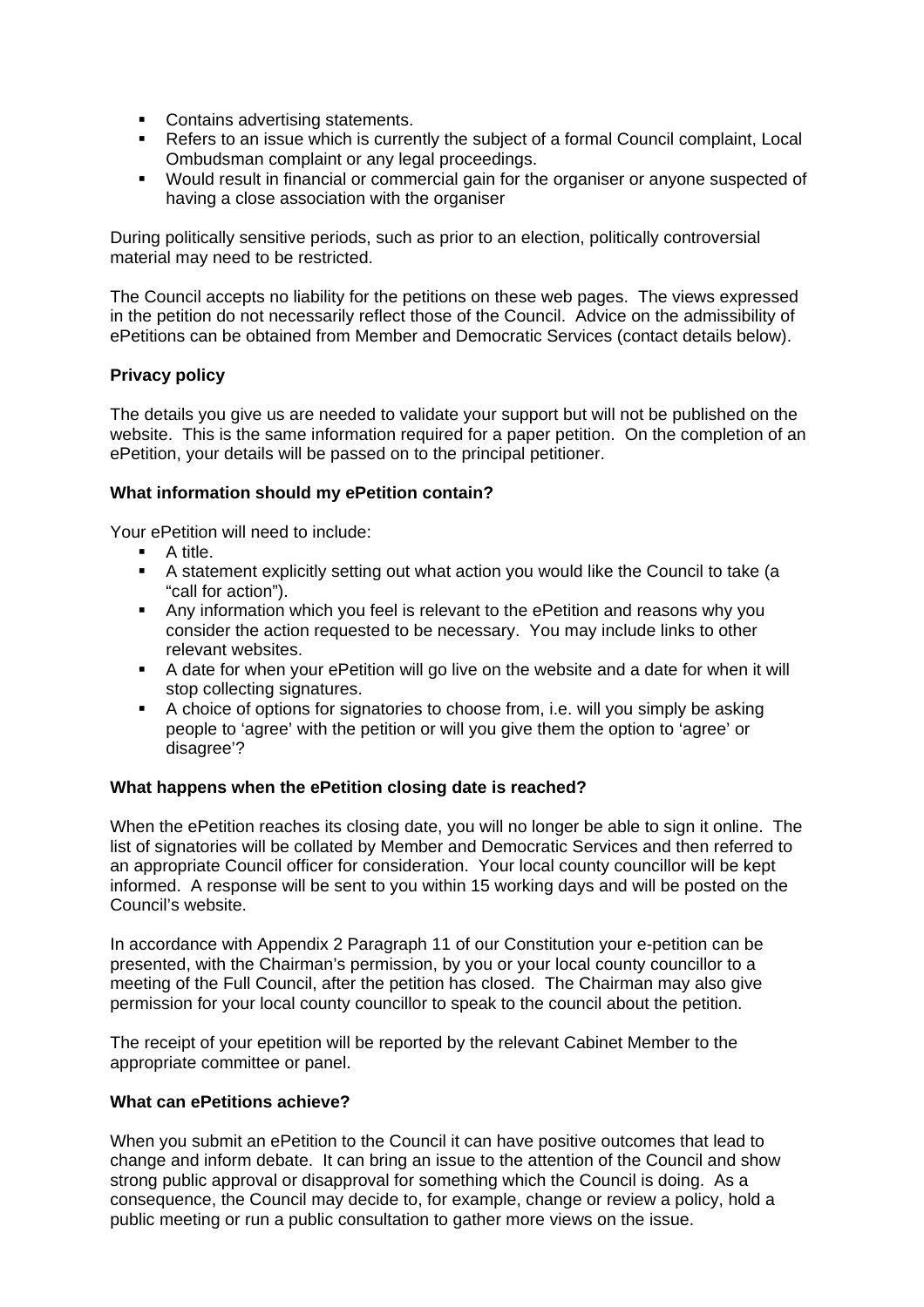- Contains advertising statements.
- Refers to an issue which is currently the subject of a formal Council complaint, Local Ombudsman complaint or any legal proceedings.
- Would result in financial or commercial gain for the organiser or anyone suspected of having a close association with the organiser

During politically sensitive periods, such as prior to an election, politically controversial material may need to be restricted.

The Council accepts no liability for the petitions on these web pages. The views expressed in the petition do not necessarily reflect those of the Council. Advice on the admissibility of ePetitions can be obtained from Member and Democratic Services (contact details below).

**Privacy policy**

The details you give us are needed to validate your support but will not be published on the website. This is the same information required for a paper petition. On the completion of an ePetition, your details will be passed on to the principal petitioner.

**What information should my ePetition contain?**

Your ePetition will need to include:

- A title.
- A statement explicitly setting out what action you would like the Council to take (a "call for action").
- Any information which you feel is relevant to the ePetition and reasons why you consider the action requested to be necessary. You may include links to other relevant websites.
- A date for when your ePetition will go live on the website and a date for when it will stop collecting signatures.
- A choice of options for signatories to choose from, i.e. will you simply be asking people to 'agree' with the petition or will you give them the option to 'agree' or disagree'?

**What happens when the ePetition closing date is reached?**

When the ePetition reaches its closing date, you will no longer be able to sign it online. The list of signatories will be collated by Member and Democratic Services and then referred to an appropriate Council officer for consideration. Your local county councillor will be kept informed. A response will be sent to you within 15 working days and will be posted on the Council's website.

In accordance with Appendix 2 Paragraph 11 of our Constitution your e-petition can be presented, with the Chairman's permission, by you or your local county councillor to a meeting of the Full Council, after the petition has closed. The Chairman may also give permission for your local county councillor to speak to the council about the petition.

The receipt of your epetition will be reported by the relevant Cabinet Member to the appropriate committee or panel.

**What can ePetitions achieve?**

When you submit an ePetition to the Council it can have positive outcomes that lead to change and inform debate. It can bring an issue to the attention of the Council and show strong public approval or disapproval for something which the Council is doing. As a consequence, the Council may decide to, for example, change or review a policy, hold a public meeting or run a public consultation to gather more views on the issue.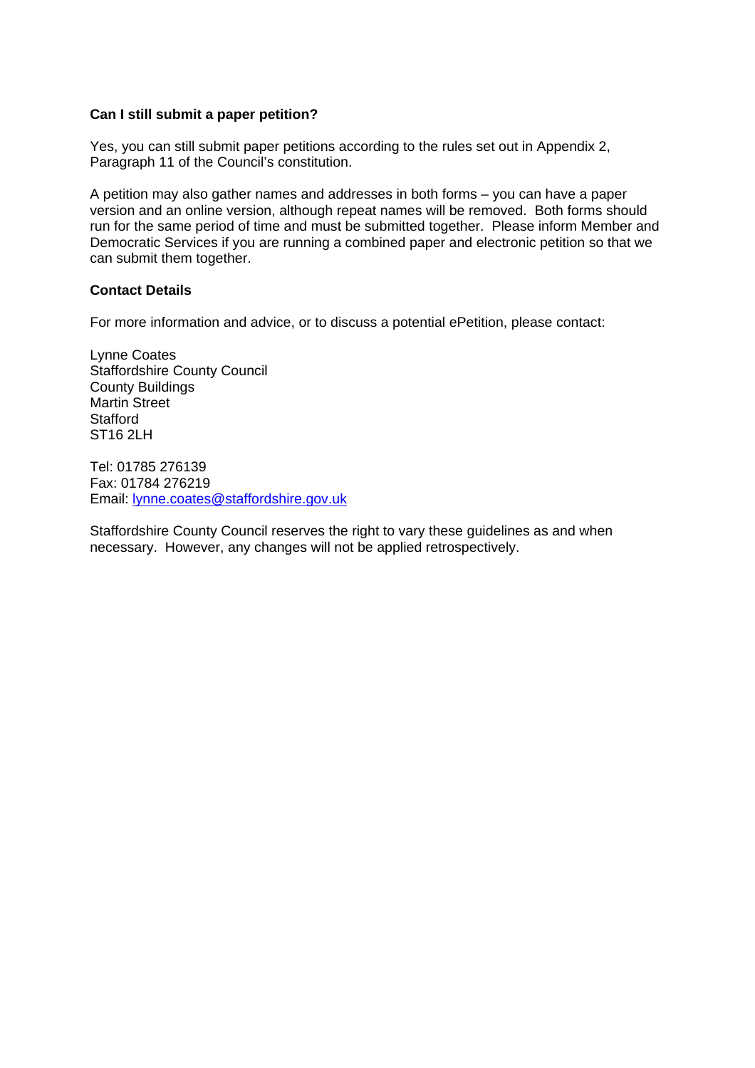**Can I still submit a paper petition?**

Yes, you can still submit paper petitions according to the rules set out in Appendix 2, Paragraph 11 of the Council's constitution.

A petition may also gather names and addresses in both forms – you can have a paper version and an online version, although repeat names will be removed. Both forms should run for the same period of time and must be submitted together. Please inform Member and Democratic Services if you are running a combined paper and electronic petition so that we can submit them together.

**Contact Details**

For more information and advice, or to discuss a potential ePetition, please contact:

Lynne Coates
Staffordshire County Council
County Buildings
Martin Street
Stafford
ST16 2LH

Tel: 01785 276139
Fax: 01784 276219
Email: lynne.coates@staffordshire.gov.uk

Staffordshire County Council reserves the right to vary these guidelines as and when necessary. However, any changes will not be applied retrospectively.